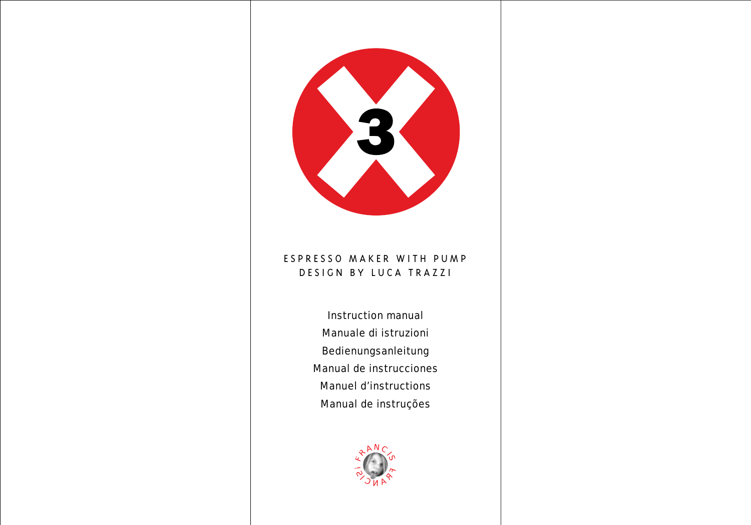3

ESPRESSO MAKER WITH PUMP
DESIGN BY LUCA TRAZZI

Instruction manual
Manuale di istruzioni
Bedienungsanleitung
Manual de instrucciones
Manuel d'instructions
Manual de instruções

FRANCIS FRANCIS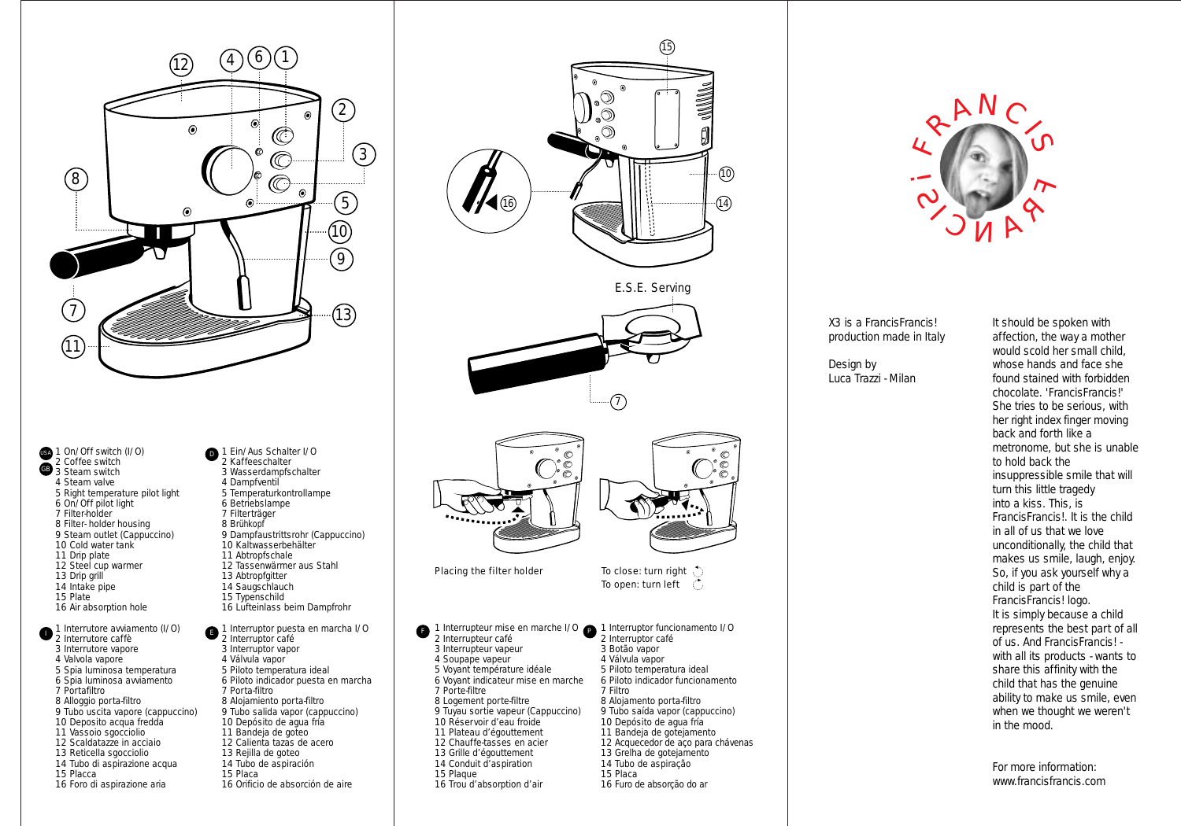USA GB

1 On/Off switch (I/O)
2 Coffee switch
3 Steam switch
4 Steam valve
5 Right temperature pilot light
6 On/Off pilot light
7 Filter-holder
8 Filter- holder housing
9 Steam outlet (Cappuccino)
10 Cold water tank
11 Drip plate
12 Steel cup warmer
13 Drip grill
14 Intake pipe
15 Plate
16 Air absorption hole

D

1 Ein/Aus Schalter I/O
2 Kaffeeschalter
3 Wasserdampfschalter
4 Dampfventil
5 Temperaturkontrollampe
6 Betriebslampe
7 Filterträger
8 Brühkopf
9 Dampfaustrittsrohr (Cappuccino)
10 Kaltwasserbehälter
11 Abtropfschale
12 Tassenwärmer aus Stahl
13 Abtropfgitter
14 Saugschlauch
15 Typenschild
16 Lufteinlass beim Dampfrohr

I

1 Interrutore avviamento (I/O)
2 Interrutore caffè
3 Interrutore vapore
4 Valvola vapore
5 Spia luminosa temperatura
6 Spia luminosa avviamento
7 Portafiltro
8 Alloggio porta-filtro
9 Tubo uscita vapore (cappuccino)
10 Deposito acqua fredda
11 Vassoio sgocciolio
12 Scaldatazze in acciaio
13 Reticella sgocciolio
14 Tubo di aspirazione acqua
15 Placca
16 Foro di aspirazione aria

E

1 Interruptor puesta en marcha I/O
2 Interruptor café
3 Interruptor vapor
4 Válvula vapor
5 Piloto temperatura ideal
6 Piloto indicador puesta en marcha
7 Porta-filtro
8 Alojamiento porta-filtro
9 Tubo salida vapor (cappuccino)
10 Depósito de agua fria
11 Bandeja de goteo
12 Calienta tazas de acero
13 Rejilla de goteo
14 Tubo de aspiración
15 Placa
16 Orificio de absorción de aire

E.S.E. Serving

Placing the filter holder

To close: turn right
To open: turn left

F

1 Interrupteur mise en marche I/O
2 Interrupteur café
3 Interrupteur vapeur
4 Soupape vapeur
5 Voyant température idéale
6 Voyant indicateur mise en marche
7 Porte-filtre
8 Logement porte-filtre
9 Tuyau sortie vapeur (Cappuccino)
10 Réservoir d'eau froide
11 Plateau d'égouttement
12 Chauffe-tasses en acier
13 Grille d'égouttement
14 Conduit d'aspiration
15 Plaque
16 Trou d'absorption d'air

P

1 Interruptor funcionamento I/O
2 Interruptor café
3 Botão vapor
4 Válvula vapor
5 Piloto temperatura ideal
6 Piloto indicador funcionamento
7 Filtro
8 Alojamento porta-filtro
9 Tubo saída vapor (cappuccino)
10 Depósito de agua fria
11 Bandeja de gotejamento
12 Acquecedor de aço para chávenas
13 Grelha de gotejamento
14 Tubo de aspiração
15 Placa
16 Furo de absorção do ar

FRANCIS FRANCIS!

X3 is a FrancisFrancis! production made in Italy

Design by
Luca Trazzi - Milan

It should be spoken with affection, the way a mother would scold her small child, whose hands and face she found stained with forbidden chocolate. 'FrancisFrancis!' She tries to be serious, with her right index finger moving back and forth like a metronome, but she is unable to hold back the insuppressible smile that will turn this little tragedy into a kiss. This, is FrancisFrancis!. It is the child in all of us that we love unconditionally, the child that makes us smile, laugh, enjoy. So, if you ask yourself why a child is part of the FrancisFrancis! logo. It is simply because a child represents the best part of all of us. And FrancisFrancis! - with all its products - wants to share this affinity with the child that has the genuine ability to make us smile, even when we thought we weren't in the mood.

For more information:
www.francisfrancis.com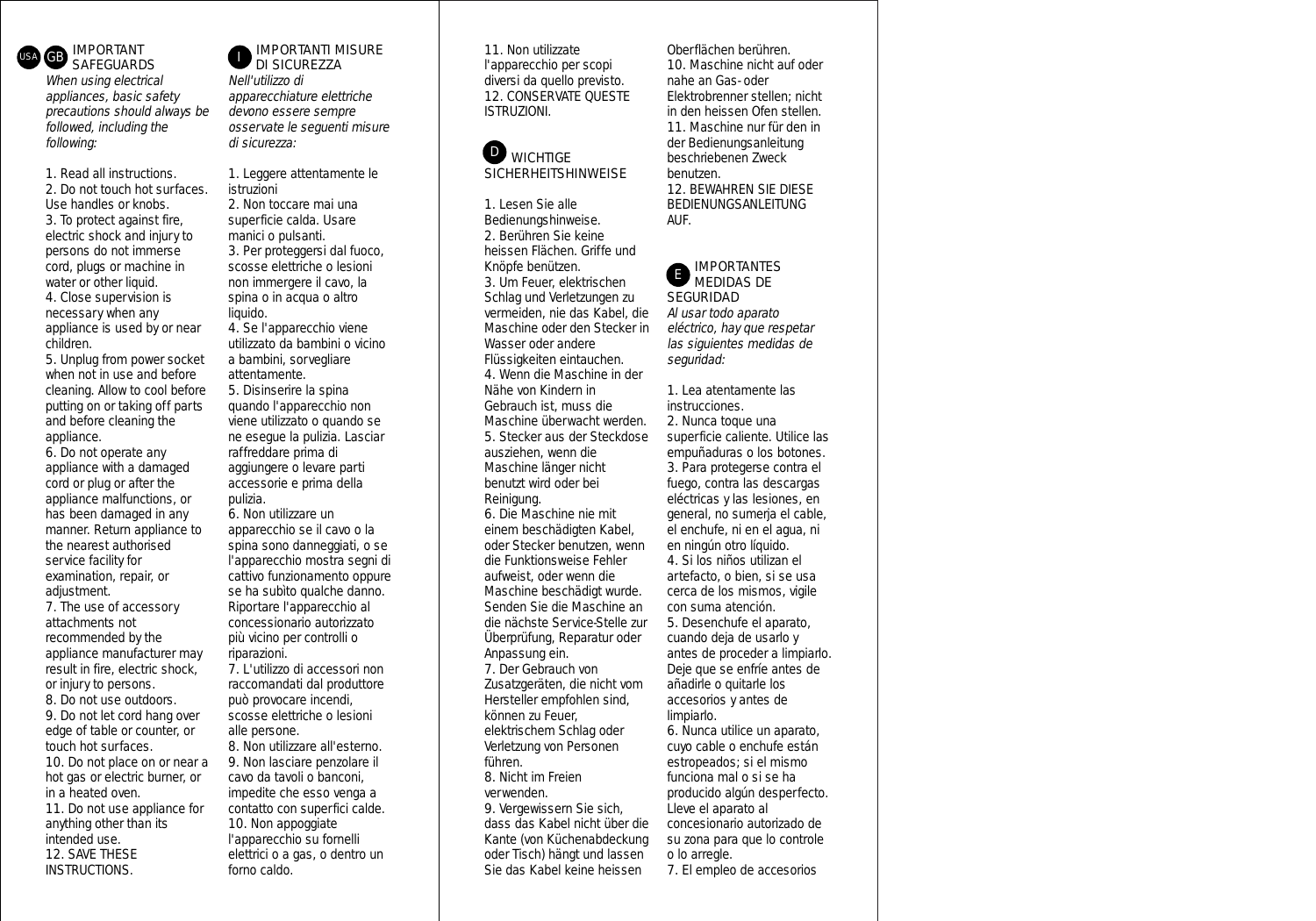## USA GB IMPORTANT SAFEGUARDS

*When using electrical appliances, basic safety precautions should always be followed, including the following:*

1. Read all instructions.
2. Do not touch hot surfaces. Use handles or knobs.
3. To protect against fire, electric shock and injury to persons do not immerse cord, plugs or machine in water or other liquid.
4. Close supervision is necessary when any appliance is used by or near children.
5. Unplug from power socket when not in use and before cleaning. Allow to cool before putting on or taking off parts and before cleaning the appliance.
6. Do not operate any appliance with a damaged cord or plug or after the appliance malfunctions, or has been damaged in any manner. Return appliance to the nearest authorised service facility for examination, repair, or adjustment.
7. The use of accessory attachments not recommended by the appliance manufacturer may result in fire, electric shock, or injury to persons.
8. Do not use outdoors.
9. Do not let cord hang over edge of table or counter, or touch hot surfaces.
10. Do not place on or near a hot gas or electric burner, or in a heated oven.
11. Do not use appliance for anything other than its intended use.
12. SAVE THESE INSTRUCTIONS.

## I IMPORTANTI MISURE DI SICUREZZA

*Nell'utilizzo di apparecchiature elettriche devono essere sempre osservate le seguenti misure di sicurezza:*

1. Leggere attentamente le istruzioni
2. Non toccare mai una superficie calda. Usare manici o pulsanti.
3. Per proteggersi dal fuoco, scosse elettriche o lesioni non immergere il cavo, la spina o in acqua o altro liquido.
4. Se l'apparecchio viene utilizzato da bambini o vicino a bambini, sorvegliare attentamente.
5. Disinserire la spina quando l'apparecchio non viene utilizzato o quando se ne esegue la pulizia. Lasciar raffreddare prima di aggiungere o levare parti accessorie e prima della pulizia.
6. Non utilizzare un apparecchio se il cavo o la spina sono danneggiati, o se l'apparecchio mostra segni di cattivo funzionamento oppure se ha subito qualche danno. Riportare l'apparecchio al concessionario autorizzato più vicino per controlli o riparazioni.
7. L'utilizzo di accessori non raccomandati dal produttore può provocare incendi, scosse elettriche o lesioni alle persone.
8. Non utilizzare all'esterno.
9. Non lasciare penzolare il cavo da tavoli o banconi, impedite che esso venga a contatto con superfici calde.
10. Non appoggiate l'apparecchio su fornelli elettrici o a gas, o dentro un forno caldo.
11. Non utilizzate l'apparecchio per scopi diversi da quello previsto.
12. CONSERVATE QUESTE ISTRUZIONI.

## D WICHTIGE SICHERHEITSHINWEISE

1. Lesen Sie alle Bedienungshinweise.
2. Berühren Sie keine heissen Flächen. Griffe und Knöpfe benützen.
3. Um Feuer, elektrischen Schlag und Verletzungen zu vermeiden, nie das Kabel, die Maschine oder den Stecker in Wasser oder andere Flüssigkeiten eintauchen.
4. Wenn die Maschine in der Nähe von Kindern in Gebrauch ist, muss die Maschine überwacht werden.
5. Stecker aus der Steckdose ausziehen, wenn die Maschine länger nicht benutzt wird oder bei Reinigung.
6. Die Maschine nie mit einem beschädigten Kabel, oder Stecker benutzen, wenn die Funktionsweise Fehler aufweist, oder wenn die Maschine beschädigt wurde. Senden Sie die Maschine an die nächste Service-Stelle zur Überprüfung, Reparatur oder Anpassung ein.
7. Der Gebrauch von Zusatzgeräten, die nicht vom Hersteller empfohlen sind, können zu Feuer, elektrischem Schlag oder Verletzung von Personen führen.
8. Nicht im Freien verwenden.
9. Vergewissern Sie sich, dass das Kabel nicht über die Kante (von Küchenabdeckung oder Tisch) hängt und lassen Sie das Kabel keine heissen Oberflächen berühren.
10. Maschine nicht auf oder nahe an Gas- oder Elektrobrenner stellen; nicht in den heissen Ofen stellen.
11. Maschine nur für den in der Bedienungsanleitung beschriebenen Zweck benutzen.
12. BEWAHREN SIE DIESE BEDIENUNGSANLEITUNG AUF.

## E IMPORTANTES MEDIDAS DE SEGURIDAD

*Al usar todo aparato eléctrico, hay que respetar las siguientes medidas de seguridad:*

1. Lea atentamente las instrucciones.
2. Nunca toque una superficie caliente. Utilice las empuñaduras o los botones.
3. Para protegerse contra el fuego, contra las descargas eléctricas y las lesiones, en general, no sumerja el cable, el enchufe, ni en el agua, ni en ningún otro líquido.
4. Si los niños utilizan el artefacto, o bien, si se usa cerca de los mismos, vigile con suma atención.
5. Desenchufe el aparato, cuando deja de usarlo y antes de proceder a limpiarlo. Deje que se enfríe antes de añadirle o quitarle los accesorios y antes de limpiarlo.
6. Nunca utilice un aparato, cuyo cable o enchufe están estropeados; si el mismo funciona mal o si se ha producido algún desperfecto. Lleve el aparato al concesionario autorizado de su zona para que lo controle o lo arregle.
7. El empleo de accesorios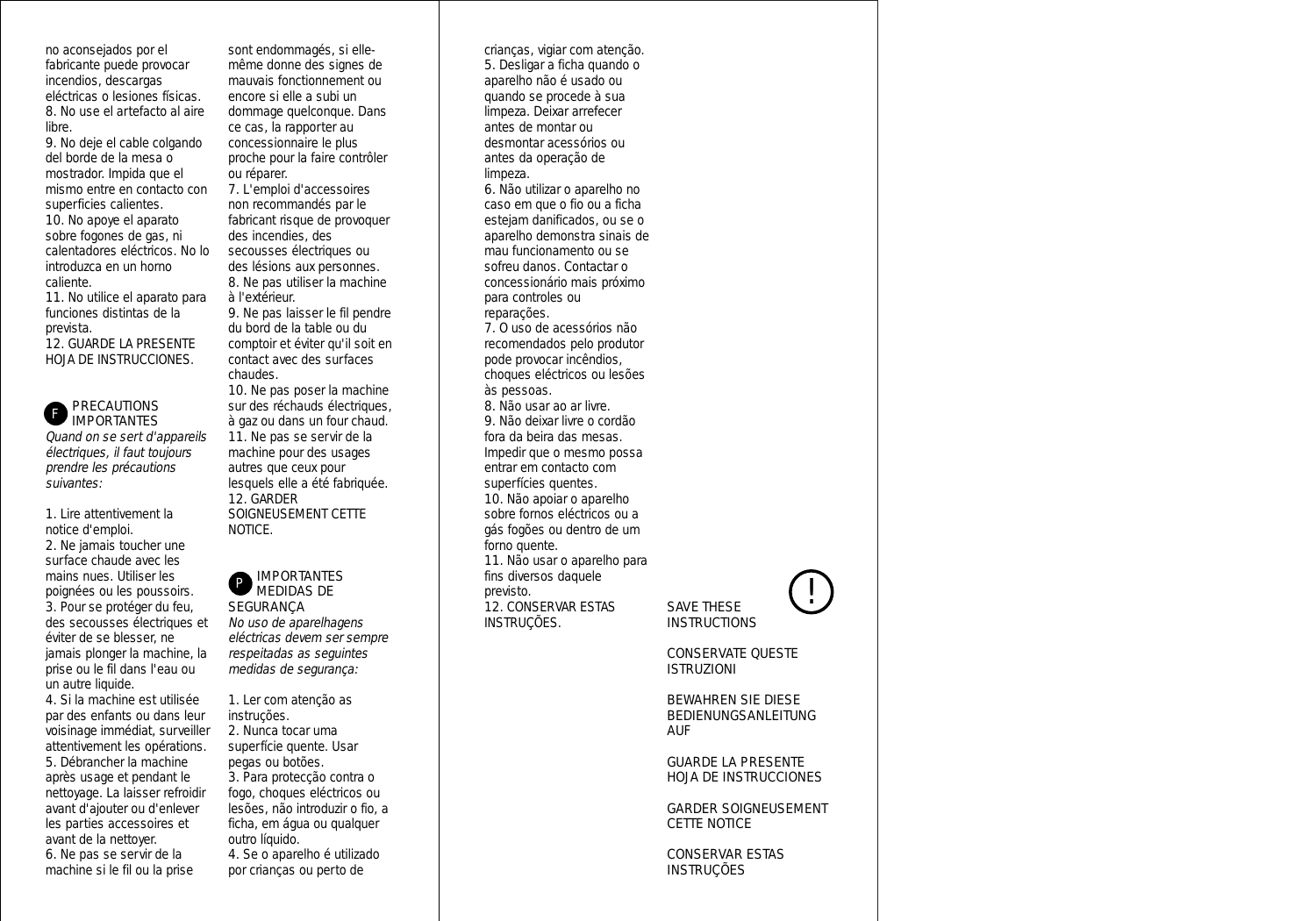no aconsejados por el fabricante puede provocar incendios, descargas eléctricas o lesiones físicas.
8. No use el artefacto al aire libre.
9. No deje el cable colgando del borde de la mesa o mostrador. Impida que el mismo entre en contacto con superficies calientes.
10. No apoye el aparato sobre fogones de gas, ni calentadores eléctricos. No lo introduzca en un horno caliente.
11. No utilice el aparato para funciones distintas de la prevista.
12. GUARDE LA PRESENTE HOJA DE INSTRUCCIONES.

## F PRECAUTIONS IMPORTANTES

*Quand on se sert d'appareils électriques, il faut toujours prendre les précautions suivantes:*

1. Lire attentivement la notice d'emploi.
2. Ne jamais toucher une surface chaude avec les mains nues. Utiliser les poignées ou les poussoirs.
3. Pour se protéger du feu, des secousses électriques et éviter de se blesser, ne jamais plonger la machine, la prise ou le fil dans l'eau ou un autre liquide.
4. Si la machine est utilisée par des enfants ou dans leur voisinage immédiat, surveiller attentivement les opérations.
5. Débrancher la machine après usage et pendant le nettoyage. La laisser refroidir avant d'ajouter ou d'enlever les parties accessoires et avant de la nettoyer.
6. Ne pas se servir de la machine si le fil ou la prise sont endommagés, si elle-même donne des signes de mauvais fonctionnement ou encore si elle a subi un dommage quelconque. Dans ce cas, la rapporter au concessionnaire le plus proche pour la faire contrôler ou réparer.
7. L'emploi d'accessoires non recommandés par le fabricant risque de provoquer des incendies, des secousses électriques ou des lésions aux personnes.
8. Ne pas utiliser la machine à l'extérieur.
9. Ne pas laisser le fil pendre du bord de la table ou du comptoir et éviter qu'il soit en contact avec des surfaces chaudes.
10. Ne pas poser la machine sur des réchauds électriques, à gaz ou dans un four chaud.
11. Ne pas se servir de la machine pour des usages autres que ceux pour lesquels elle a été fabriquée.
12. GARDER SOIGNEUSEMENT CETTE NOTICE.

## P IMPORTANTES MEDIDAS DE SEGURANÇA

*No uso de aparelhagens eléctricas devem ser sempre respeitadas as seguintes medidas de segurança:*

1. Ler com atenção as instruções.
2. Nunca tocar uma superfície quente. Usar pegas ou botões.
3. Para protecção contra o fogo, choques eléctricos ou lesões, não introduzir o fio, a ficha, em água ou qualquer outro líquido.
4. Se o aparelho é utilizado por crianças ou perto de crianças, vigiar com atenção.
5. Desligar a ficha quando o aparelho não é usado ou quando se procede à sua limpeza. Deixar arrefecer antes de montar ou desmontar acessórios ou antes da operação de limpeza.
6. Não utilizar o aparelho no caso em que o fio ou a ficha estejam danificados, ou se o aparelho demonstra sinais de mau funcionamento ou se sofreu danos. Contactar o concessionário mais próximo para controles ou reparações.
7. O uso de acessórios não recomendados pelo produtor pode provocar incêndios, choques eléctricos ou lesões às pessoas.
8. Não usar ao ar livre.
9. Não deixar livre o cordão fora da beira das mesas. Impedir que o mesmo possa entrar em contacto com superfícies quentes.
10. Não apoiar o aparelho sobre fornos eléctricos ou a gás fogões ou dentro de um forno quente.
11. Não usar o aparelho para fins diversos daquele previsto.
12. CONSERVAR ESTAS INSTRUÇÕES.

!

SAVE THESE INSTRUCTIONS

CONSERVATE QUESTE ISTRUZIONI

BEWAHREN SIE DIESE BEDIENUNGSANLEITUNG AUF

GUARDE LA PRESENTE HOJA DE INSTRUCCIONES

GARDER SOIGNEUSEMENT CETTE NOTICE

CONSERVAR ESTAS INSTRUÇÕES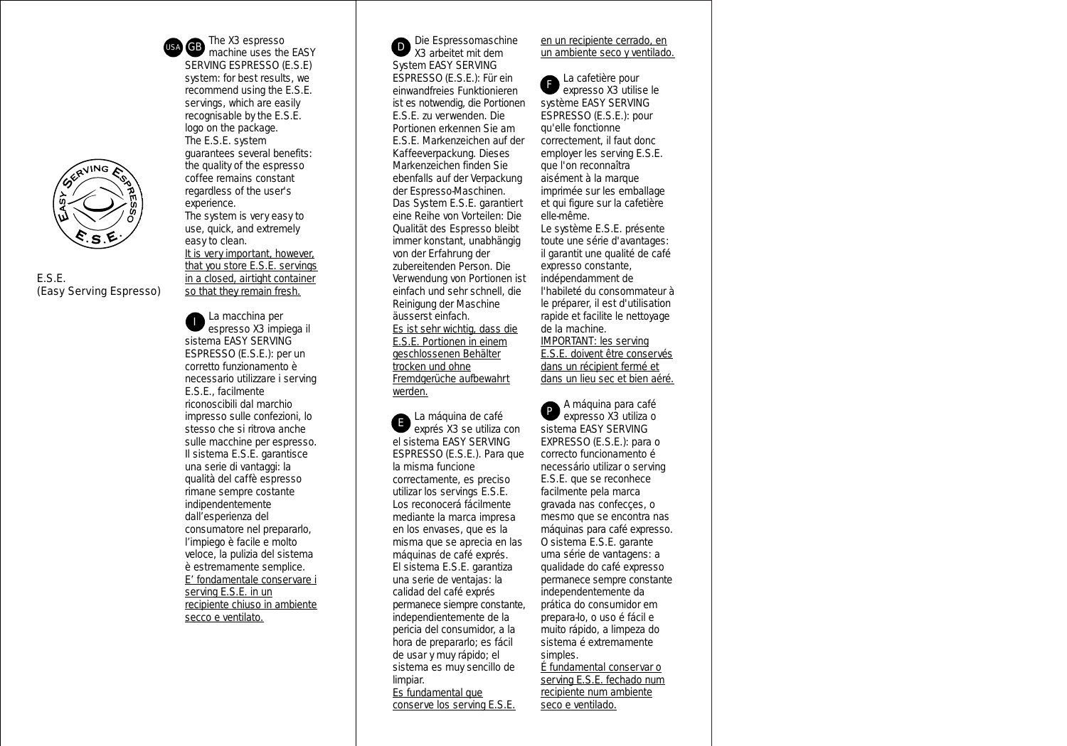E.S.E.
(Easy Serving Espresso)

USA GB The X3 espresso machine uses the EASY SERVING ESPRESSO (E.S.E) system: for best results, we recommend using the E.S.E. servings, which are easily recognisable by the E.S.E. logo on the package.
The E.S.E. system guarantees several benefits: the quality of the espresso coffee remains constant regardless of the user's experience.
The system is very easy to use, quick, and extremely easy to clean.
It is very important, however, that you store E.S.E. servings in a closed, airtight container so that they remain fresh.

I La macchina per espresso X3 impiega il sistema EASY SERVING ESPRESSO (E.S.E.): per un corretto funzionamento è necessario utilizzare i serving E.S.E., facilmente riconoscibili dal marchio impresso sulle confezioni, lo stesso che si ritrova anche sulle macchine per espresso.
Il sistema E.S.E. garantisce una serie di vantaggi: la qualità del caffè espresso rimane sempre costante indipendentemente dall'esperienza del consumatore nel prepararlo, l'impiego è facile e molto veloce, la pulizia del sistema è estremamente semplice.
E' fondamentale conservare i serving E.S.E. in un recipiente chiuso in ambiente secco e ventilato.

D Die Espressomaschine X3 arbeitet mit dem System EASY SERVING ESPRESSO (E.S.E.): Für ein einwandfreies Funktionieren ist es notwendig, die Portionen E.S.E. zu verwenden. Die Portionen erkennen Sie am E.S.E. Markenzeichen auf der Kaffeeverpackung. Dieses Markenzeichen finden Sie ebenfalls auf der Verpackung der Espresso-Maschinen.
Das System E.S.E. garantiert eine Reihe von Vorteilen: Die Qualität des Espresso bleibt immer konstant, unabhängig von der Erfahrung der zubereitenden Person. Die Verwendung von Portionen ist einfach und sehr schnell, die Reinigung der Maschine äusserst einfach.
Es ist sehr wichtig, dass die E.S.E. Portionen in einem geschlossenen Behälter trocken und ohne Fremdgerüche aufbewahrt werden.

E La máquina de café exprés X3 se utiliza con el sistema EASY SERVING ESPRESSO (E.S.E.). Para que la misma funcione correctamente, es preciso utilizar los servings E.S.E. Los reconocerá fácilmente mediante la marca impresa en los envases, que es la misma que se aprecia en las máquinas de café exprés.
El sistema E.S.E. garantiza una serie de ventajas: la calidad del café exprés permanece siempre constante, independientemente de la pericia del consumidor, a la hora de prepararlo; es fácil de usar y muy rápido; el sistema es muy sencillo de limpiar.
Es fundamental que conserve los serving E.S.E. en un recipiente cerrado, en un ambiente seco y ventilado.

F La cafetière pour expresso X3 utilise le système EASY SERVING ESPRESSO (E.S.E.): pour qu'elle fonctionne correctement, il faut donc employer les serving E.S.E. que l'on reconnaîtra aisément à la marque imprimée sur les emballage et qui figure sur la cafetière elle-même.
Le système E.S.E. présente toute une série d'avantages: il garantit une qualité de café expresso constante, indépendamment de l'habileté du consommateur à le préparer, il est d'utilisation rapide et facilite le nettoyage de la machine.
IMPORTANT: les serving E.S.E. doivent être conservés dans un récipient fermé et dans un lieu sec et bien aéré.

P A máquina para café expresso X3 utiliza o sistema EASY SERVING EXPRESSO (E.S.E.): para o correcto funcionamento é necessário utilizar o serving E.S.E. que se reconhece facilmente pela marca gravada nas confecçes, o mesmo que se encontra nas máquinas para café expresso.
O sistema E.S.E. garante uma série de vantagens: a qualidade do café expresso permanece sempre constante independentemente da prática do consumidor em prepara-lo, o uso é fácil e muito rápido, a limpeza do sistema é extremamente simples.
É fundamental conservar o serving E.S.E. fechado num recipiente num ambiente seco e ventilado.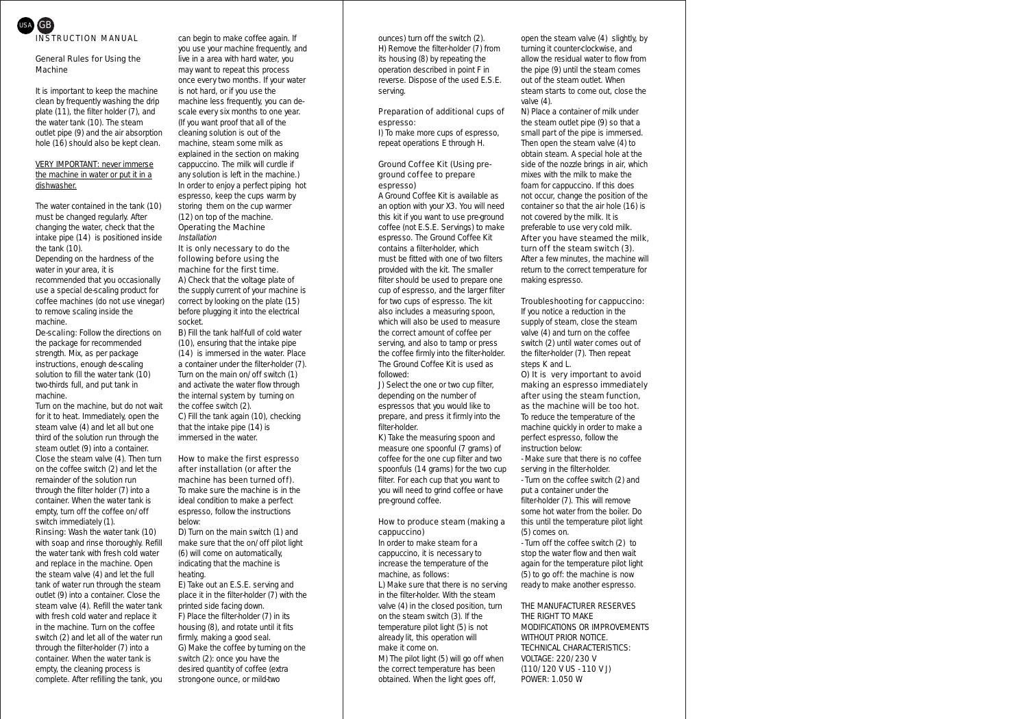USA GB

# INSTRUCTION MANUAL

## General Rules for Using the Machine

It is important to keep the machine clean by frequently washing the drip plate (11), the filter holder (7), and the water tank (10). The steam outlet pipe (9) and the air absorption hole (16) should also be kept clean.

VERY IMPORTANT: never immerse the machine in water or put it in a dishwasher.

The water contained in the tank (10) must be changed regularly. After changing the water, check that the intake pipe (14) is positioned inside the tank (10).

Depending on the hardness of the water in your area, it is recommended that you occasionally use a special de-scaling product for coffee machines (do not use vinegar) to remove scaling inside the machine.

De-scaling: Follow the directions on the package for recommended strength. Mix, as per package instructions, enough de-scaling solution to fill the water tank (10) two-thirds full, and put tank in machine.

Turn on the machine, but do not wait for it to heat. Immediately, open the steam valve (4) and let all but one third of the solution run through the steam outlet (9) into a container. Close the steam valve (4). Then turn on the coffee switch (2) and let the remainder of the solution run through the filter holder (7) into a container. When the water tank is empty, turn off the coffee on/off switch immediately (1).

Rinsing: Wash the water tank (10) with soap and rinse thoroughly. Refill the water tank with fresh cold water and replace in the machine. Open the steam valve (4) and let the full tank of water run through the steam outlet (9) into a container. Close the steam valve (4). Refill the water tank with fresh cold water and replace it in the machine. Turn on the coffee switch (2) and let all of the water run through the filter-holder (7) into a container. When the water tank is empty, the cleaning process is complete. After refilling the tank, you can begin to make coffee again. If you use your machine frequently, and live in a area with hard water, you may want to repeat this process once every two months. If your water is not hard, or if you use the machine less frequently, you can de-scale every six months to one year. (If you want proof that all of the cleaning solution is out of the machine, steam some milk as explained in the section on making cappuccino. The milk will curdle if any solution is left in the machine.)

In order to enjoy a perfect piping hot espresso, keep the cups warm by storing them on the cup warmer (12) on top of the machine.

## Operating the Machine

*Installation*

It is only necessary to do the following before using the machine for the first time.

A) Check that the voltage plate of the supply current of your machine is correct by looking on the plate (15) before plugging it into the electrical socket.

B) Fill the tank half-full of cold water (10), ensuring that the intake pipe (14) is immersed in the water. Place a container under the filter-holder (7). Turn on the main on/off switch (1) and activate the water flow through the internal system by turning on the coffee switch (2).

C) Fill the tank again (10), checking that the intake pipe (14) is immersed in the water.

## How to make the first espresso after installation (or after the machine has been turned off).

To make sure the machine is in the ideal condition to make a perfect espresso, follow the instructions below:

D) Turn on the main switch (1) and make sure that the on/off pilot light (6) will come on automatically, indicating that the machine is heating.

E) Take out an E.S.E. serving and place it in the filter-holder (7) with the printed side facing down.

F) Place the filter-holder (7) in its housing (8), and rotate until it fits firmly, making a good seal.

G) Make the coffee by turning on the switch (2): once you have the desired quantity of coffee (extra strong-one ounce, or mild-two ounces) turn off the switch (2).

H) Remove the filter-holder (7) from its housing (8) by repeating the operation described in point F in reverse. Dispose of the used E.S.E. serving.

## Preparation of additional cups of espresso:

I) To make more cups of espresso, repeat operations E through H.

## Ground Coffee Kit (Using pre-ground coffee to prepare espresso)

A Ground Coffee Kit is available as an option with your X3. You will need this kit if you want to use pre-ground coffee (not E.S.E. Servings) to make espresso. The Ground Coffee Kit contains a filter-holder, which must be fitted with one of two filters provided with the kit. The smaller filter should be used to prepare one cup of espresso, and the larger filter for two cups of espresso. The kit also includes a measuring spoon, which will also be used to measure the correct amount of coffee per serving, and also to tamp or press the coffee firmly into the filter-holder. The Ground Coffee Kit is used as followed:

J) Select the one or two cup filter, depending on the number of espressos that you would like to prepare, and press it firmly into the filter-holder.

K) Take the measuring spoon and measure one spoonful (7 grams) of coffee for the one cup filter and two spoonfuls (14 grams) for the two cup filter. For each cup that you want to you will need to grind coffee or have pre-ground coffee.

## How to produce steam (making a cappuccino)

In order to make steam for a cappuccino, it is necessary to increase the temperature of the machine, as follows:

L) Make sure that there is no serving in the filter-holder. With the steam valve (4) in the closed position, turn on the steam switch (3). If the temperature pilot light (5) is not already lit, this operation will make it come on.

M) The pilot light (5) will go off when the correct temperature has been obtained. When the light goes off, open the steam valve (4) slightly, by turning it counter-clockwise, and allow the residual water to flow from the pipe (9) until the steam comes out of the steam outlet. When steam starts to come out, close the valve (4).

N) Place a container of milk under the steam outlet pipe (9) so that a small part of the pipe is immersed. Then open the steam valve (4) to obtain steam. A special hole at the side of the nozzle brings in air, which mixes with the milk to make the foam for cappuccino. If this does not occur, change the position of the container so that the air hole (16) is not covered by the milk. It is preferable to use very cold milk.

After you have steamed the milk, turn off the steam switch (3).

After a few minutes, the machine will return to the correct temperature for making espresso.

## Troubleshooting for cappuccino:

If you notice a reduction in the supply of steam, close the steam valve (4) and turn on the coffee switch (2) until water comes out of the filter-holder (7). Then repeat steps K and L.

O) It is very important to avoid making an espresso immediately after using the steam function, as the machine will be too hot.

To reduce the temperature of the machine quickly in order to make a perfect espresso, follow the instruction below:

- Make sure that there is no coffee serving in the filter-holder.
- Turn on the coffee switch (2) and put a container under the filter-holder (7). This will remove some hot water from the boiler. Do this until the temperature pilot light (5) comes on.
- Turn off the coffee switch (2) to stop the water flow and then wait again for the temperature pilot light (5) to go off: the machine is now ready to make another espresso.

THE MANUFACTURER RESERVES THE RIGHT TO MAKE MODIFICATIONS OR IMPROVEMENTS WITHOUT PRIOR NOTICE.

TECHNICAL CHARACTERISTICS:
VOLTAGE: 220/230 V
(110/120 V US - 110 V J)
POWER: 1.050 W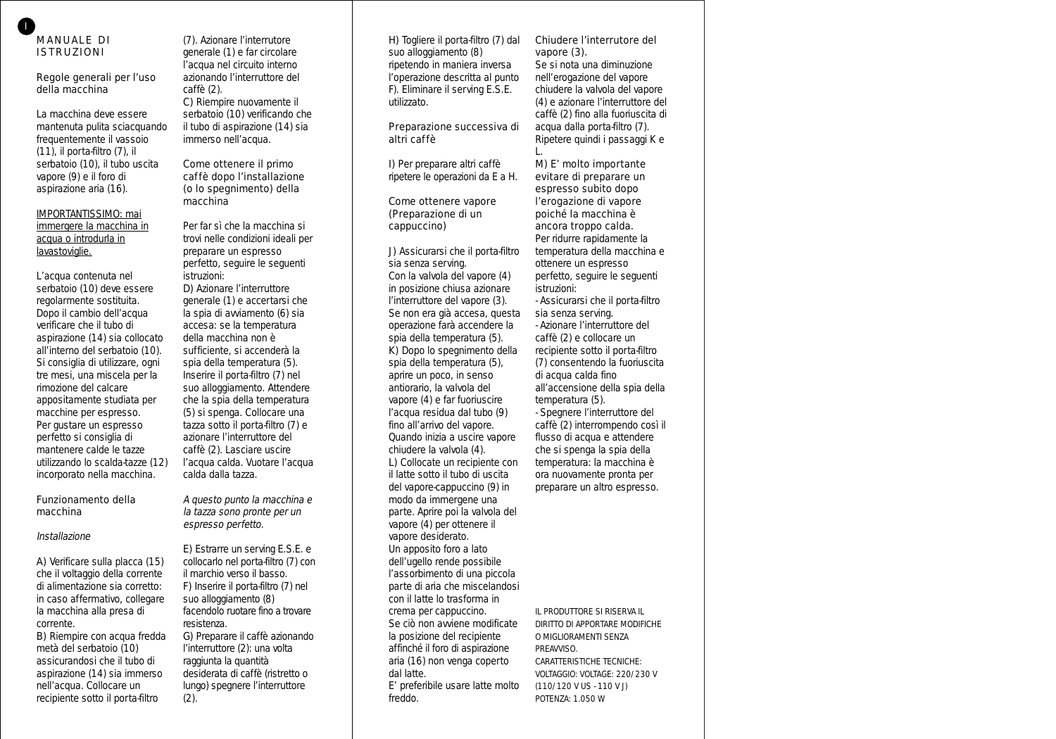# MANUALE DI ISTRUZIONI

## Regole generali per l'uso della macchina

La macchina deve essere mantenuta pulita sciacquando frequentemente il vassoio (11), il porta-filtro (7), il serbatoio (10), il tubo uscita vapore (9) e il foro di aspirazione aria (16).

<u>IMPORTANTISSIMO: mai immergere la macchina in acqua o introdurla in lavastoviglie.</u>

L'acqua contenuta nel serbatoio (10) deve essere regolarmente sostituita. Dopo il cambio dell'acqua verificare che il tubo di aspirazione (14) sia collocato all'interno del serbatoio (10). Si consiglia di utilizzare, ogni tre mesi, una miscela per la rimozione del calcare appositamente studiata per macchine per espresso. Per gustare un espresso perfetto si consiglia di mantenere calde le tazze utilizzando lo scalda-tazze (12) incorporato nella macchina.

## Funzionamento della macchina

*Installazione*

A) Verificare sulla placca (15) che il voltaggio della corrente di alimentazione sia corretto: in caso affermativo, collegare la macchina alla presa di corrente.
B) Riempire con acqua fredda metà del serbatoio (10) assicurandosi che il tubo di aspirazione (14) sia immerso nell'acqua. Collocare un recipiente sotto il porta-filtro (7). Azionare l'interruttore generale (1) e far circolare l'acqua nel circuito interno azionando l'interrutttore del caffè (2).
C) Riempire nuovamente il serbatoio (10) verificando che il tubo di aspirazione (14) sia immerso nell'acqua.

## Come ottenere il primo caffè dopo l'installazione (o lo spegnimento) della macchina

Per far sì che la macchina si trovi nelle condizioni ideali per preparare un espresso perfetto, seguire le seguenti istruzioni:
D) Azionare l'interruttore generale (1) e accertarsi che la spia di avviamento (6) sia accesa: se la temperatura della macchina non è sufficiente, si accenderà la spia della temperatura (5). Inserire il porta-filtro (7) nel suo alloggiamento. Attendere che la spia della temperatura (5) si spenga. Collocare una tazza sotto il porta-filtro (7) e azionare l'interruttore del caffè (2). Lasciare uscire l'acqua calda. Vuotare l'acqua calda dalla tazza.

*A questo punto la macchina e la tazza sono pronte per un espresso perfetto.*

E) Estrarre un serving E.S.E. e collocarlo nel porta-filtro (7) con il marchio verso il basso.
F) Inserire il porta-filtro (7) nel suo alloggiamento (8) facendolo ruotare fino a trovare resistenza.
G) Preparare il caffè azionando l'interruttore (2): una volta raggiunta la quantità desiderata di caffè (ristretto o lungo) spegnere l'interruttore (2).
H) Togliere il porta-filtro (7) dal suo alloggiamento (8) ripetendo in maniera inversa l'operazione descritta al punto F). Eliminare il serving E.S.E. utilizzato.

## Preparazione successiva di altri caffè

I) Per preparare altri caffè ripetere le operazioni da E a H.

## Come ottenere vapore (Preparazione di un cappuccino)

J) Assicurarsi che il porta-filtro sia senza serving.
Con la valvola del vapore (4) in posizione chiusa azionare l'interruttore del vapore (3). Se non era già accesa, questa operazione farà accendere la spia della temperatura (5).
K) Dopo lo spegnimento della spia della temperatura (5), aprire un poco, in senso antiorario, la valvola del vapore (4) e far fuoriuscire l'acqua residua dal tubo (9) fino all'arrivo del vapore. Quando inizia a uscire vapore chiudere la valvola (4).
L) Collocate un recipiente con il latte sotto il tubo di uscita del vapore-cappuccino (9) in modo da immergene una parte. Aprire poi la valvola del vapore (4) per ottenere il vapore desiderato.
Un apposito foro a lato dell'ugello rende possibile l'assorbimento di una piccola parte di aria che miscelandosi con il latte lo trasforma in crema per cappuccino.
Se ciò non avviene modificate la posizione del recipiente affinché il foro di aspirazione aria (16) non venga coperto dal latte.
E' preferibile usare latte molto freddo.
Chiudere l'interruttore del vapore (3).
Se si nota una diminuzione nell'erogazione del vapore chiudere la valvola del vapore (4) e azionare l'interruttore del caffè (2) fino alla fuoriuscita di acqua dalla porta-filtro (7). Ripetere quindi i passaggi K e L.
M) E' molto importante evitare di preparare un espresso subito dopo l'erogazione di vapore poiché la macchina è ancora troppo calda.
Per ridurre rapidamente la temperatura della macchina e ottenere un espresso perfetto, seguire le seguenti istruzioni:
- Assicurarsi che il porta-filtro sia senza serving.
- Azionare l'interruttore del caffè (2) e collocare un recipiente sotto il porta-filtro (7) consentendo la fuoriuscita di acqua calda fino all'accensione della spia della temperatura (5).
- Spegnere l'interruttore del caffè (2) interrompendo così il flusso di acqua e attendere che si spenga la spia della temperatura: la macchina è ora nuovamente pronta per preparare un altro espresso.

IL PRODUTTORE SI RISERVA IL DIRITTO DI APPORTARE MODIFICHE O MIGLIORAMENTI SENZA PREAVVISO.
CARATTERISTICHE TECNICHE:
VOLTAGGIO: VOLTAGE: 220/230 V (110/120 V US - 110 V J)
POTENZA: 1.050 W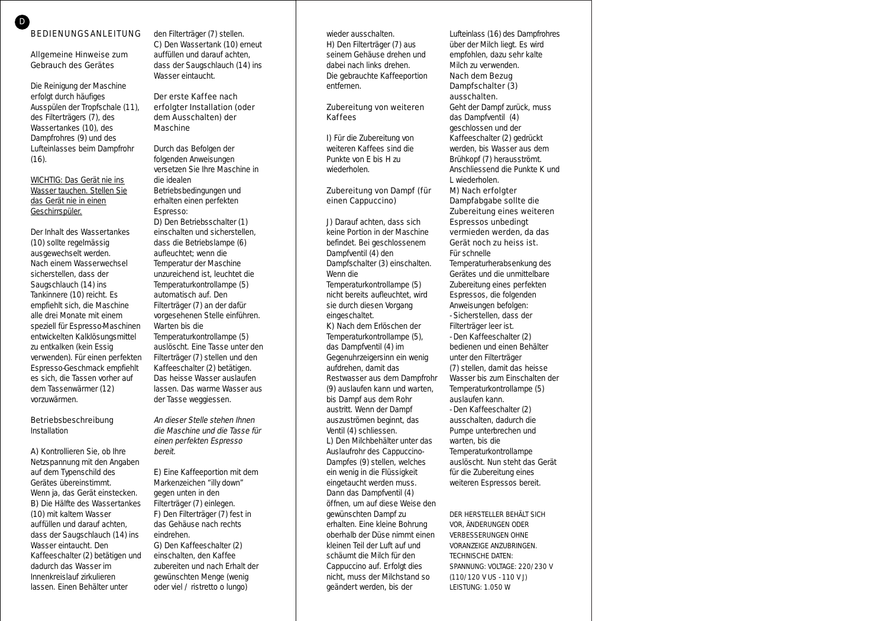D

# BEDIENUNGSANLEITUNG

## Allgemeine Hinweise zum Gebrauch des Gerätes

Die Reinigung der Maschine erfolgt durch häufiges Ausspülen der Tropfschale (11), des Filterträgers (7), des Wassertankes (10), des Dampfrohres (9) und des Lufteinlasses beim Dampfrohr (16).

WICHTIG: Das Gerät nie ins Wasser tauchen. Stellen Sie das Gerät nie in einen Geschirrspüler.

Der Inhalt des Wassertankes (10) sollte regelmässig ausgewechselt werden. Nach einem Wasserwechsel sicherstellen, dass der Saugschlauch (14) ins Tankinnere (10) reicht. Es empfiehlt sich, die Maschine alle drei Monate mit einem speziell für Espresso-Maschinen entwickelten Kalklösungsmittel zu entkalken (kein Essig verwenden). Für einen perfekten Espresso-Geschmack empfiehlt es sich, die Tassen vorher auf dem Tassenwärmer (12) vorzuwärmen.

## Betriebsbeschreibung Installation

A) Kontrollieren Sie, ob Ihre Netzspannung mit den Angaben auf dem Typenschild des Gerätes übereinstimmt. Wenn ja, das Gerät einstecken.
B) Die Hälfte des Wassertankes (10) mit kaltem Wasser auffüllen und darauf achten, dass der Saugschlauch (14) ins Wasser eintaucht. Den Kaffeeschalter (2) betätigen und dadurch das Wasser im Innenkreislauf zirkulieren lassen. Einen Behälter unter den Filterträger (7) stellen.
C) Den Wassertank (10) erneut auffüllen und darauf achten, dass der Saugschlauch (14) ins Wasser eintaucht.

## Der erste Kaffee nach erfolgter Installation (oder dem Ausschalten) der Maschine

Durch das Befolgen der folgenden Anweisungen versetzen Sie Ihre Maschine in die idealen Betriebsbedingungen und erhalten einen perfekten Espresso:
D) Den Betriebsschalter (1) einschalten und sicherstellen, dass die Betriebslampe (6) aufleuchtet; wenn die Temperatur der Maschine unzureichend ist, leuchtet die Temperaturkontrollampe (5) automatisch auf. Den Filterträger (7) an der dafür vorgesehenen Stelle einführen. Warten bis die Temperaturkontrollampe (5) auslöscht. Eine Tasse unter den Filterträger (7) stellen und den Kaffeeschalter (2) betätigen. Das heisse Wasser auslaufen lassen. Das warme Wasser aus der Tasse weggiessen.

*An dieser Stelle stehen Ihnen die Maschine und die Tasse für einen perfekten Espresso bereit.*

E) Eine Kaffeeportion mit dem Markenzeichen "illy down" gegen unten in den Filterträger (7) einlegen.
F) Den Filterträger (7) fest in das Gehäuse nach rechts eindrehen.
G) Den Kaffeeschalter (2) einschalten, den Kaffee zubereiten und nach Erhalt der gewünschten Menge (wenig oder viel / ristretto o lungo) wieder ausschalten.
H) Den Filterträger (7) aus seinem Gehäuse drehen und dabei nach links drehen. Die gebrauchte Kaffeeportion entfernen.

## Zubereitung von weiteren Kaffees

I) Für die Zubereitung von weiteren Kaffees sind die Punkte von E bis H zu wiederholen.

## Zubereitung von Dampf (für einen Cappuccino)

J) Darauf achten, dass sich keine Portion in der Maschine befindet. Bei geschlossenem Dampfventil (4) den Dampfschalter (3) einschalten. Wenn die Temperaturkontrollampe (5) nicht bereits aufleuchtet, wird sie durch diesen Vorgang eingeschaltet.
K) Nach dem Erlöschen der Temperaturkontrollampe (5), das Dampfventil (4) im Gegenuhrzeigersinn ein wenig aufdrehen, damit das Restwasser aus dem Dampfrohr (9) auslaufen kann und warten, bis Dampf aus dem Rohr austritt. Wenn der Dampf auszuströmen beginnt, das Ventil (4) schliessen.
L) Den Milchbehälter unter das Auslaufrohr des Cappuccino-Dampfes (9) stellen, welches ein wenig in die Flüssigkeit eingetaucht werden muss. Dann das Dampfventil (4) öffnen, um auf diese Weise den gewünschten Dampf zu erhalten. Eine kleine Bohrung oberhalb der Düse nimmt einen kleinen Teil der Luft auf und schäumt die Milch für den Cappuccino auf. Erfolgt dies nicht, muss der Milchstand so geändert werden, bis der Lufteinlass (16) des Dampfrohres über der Milch liegt. Es wird empfohlen, dazu sehr kalte Milch zu verwenden.
Nach dem Bezug Dampfschalter (3) ausschalten.
Geht der Dampf zurück, muss das Dampfventil (4) geschlossen und der Kaffeeschalter (2) gedrückt werden, bis Wasser aus dem Brühkopf (7) herausströmt. Anschliessend die Punkte K und L wiederholen.
M) Nach erfolgter Dampfabgabe sollte die Zubereitung eines weiteren Espressos unbedingt vermieden werden, da das Gerät noch zu heiss ist.
Für schnelle Temperaturherabsenkung des Gerätes und die unmittelbare Zubereitung eines perfekten Espressos, die folgenden Anweisungen befolgen:
- Sicherstellen, dass der Filterträger leer ist.
- Den Kaffeeschalter (2) bedienen und einen Behälter unter den Filterträger (7) stellen, damit das heisse Wasser bis zum Einschalten der Temperaturkontrollampe (5) auslaufen kann.
- Den Kaffeeschalter (2) ausschalten, dadurch die Pumpe unterbrechen und warten, bis die Temperaturkontrollampe auslöscht. Nun steht das Gerät für die Zubereitung eines weiteren Espressos bereit.

DER HERSTELLER BEHÄLT SICH VOR, ÄNDERUNGEN ODER VERBESSERUNGEN OHNE VORANZEIGE ANZUBRINGEN.
TECHNISCHE DATEN:
SPANNUNG: VOLTAGE: 220/230 V (110/120 V US - 110 V J)
LEISTUNG: 1.050 W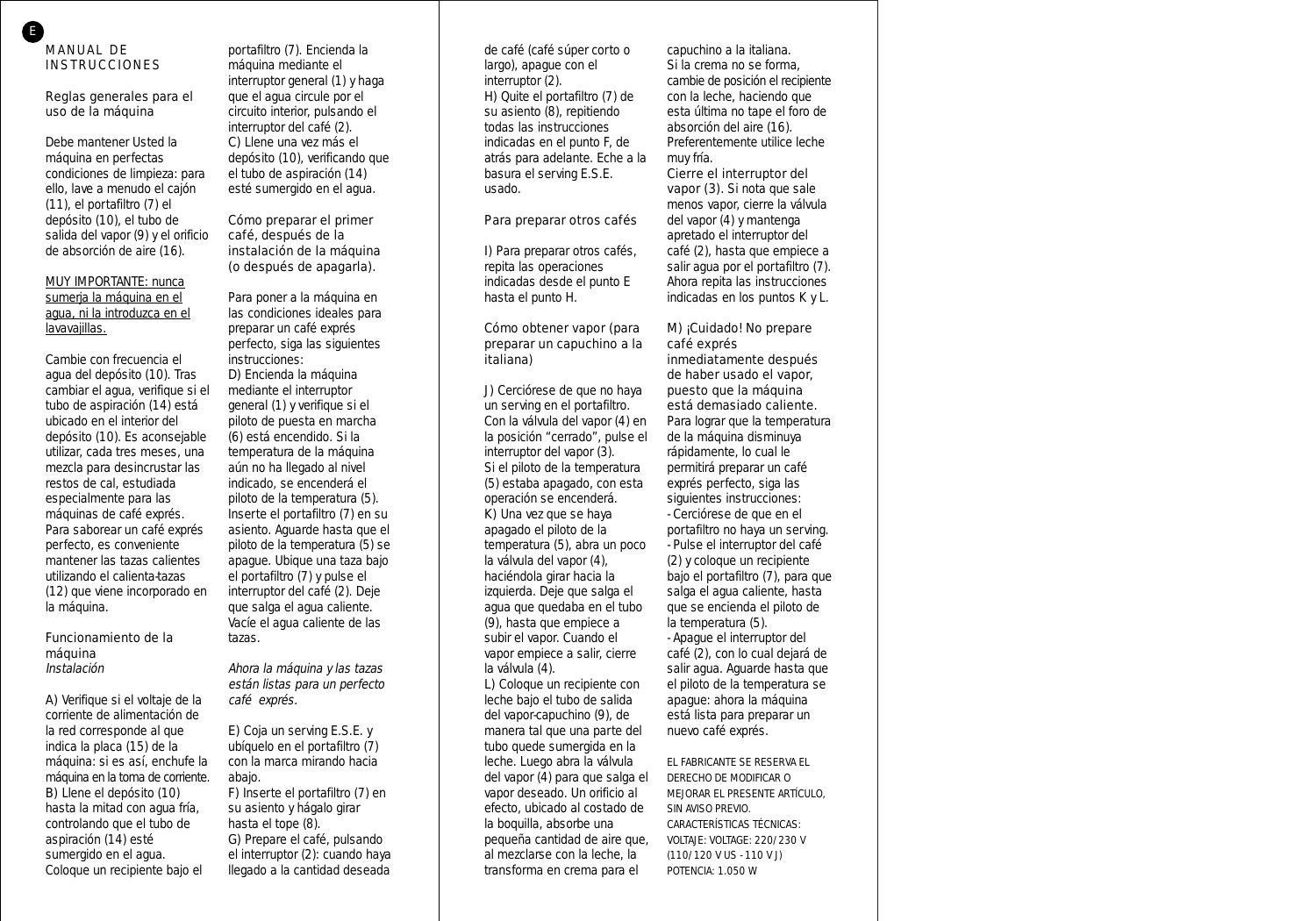E

# MANUAL DE INSTRUCCIONES

## Reglas generales para el uso de la máquina

Debe mantener Usted la máquina en perfectas condiciones de limpieza: para ello, lave a menudo el cajón (11), el portafiltro (7) el depósito (10), el tubo de salida del vapor (9) y el orificio de absorción de aire (16).

MUY IMPORTANTE: nunca sumerja la máquina en el agua, ni la introduzca en el lavavajillas.

Cambie con frecuencia el agua del depósito (10). Tras cambiar el agua, verifique si el tubo de aspiración (14) está ubicado en el interior del depósito (10). Es aconsejable utilizar, cada tres meses, una mezcla para desincrustar las restos de cal, estudiada especialmente para las máquinas de café exprés. Para saborear un café exprés perfecto, es conveniente mantener las tazas calientes utilizando el calienta-tazas (12) que viene incorporado en la máquina.

## Funcionamiento de la máquina

*Instalación*

A) Verifique si el voltaje de la corriente de alimentación de la red corresponde al que indica la placa (15) de la máquina: si es así, enchufe la máquina en la toma de corriente.
B) Llene el depósito (10) hasta la mitad con agua fría, controlando que el tubo de aspiración (14) esté sumergido en el agua. Coloque un recipiente bajo el portafiltro (7). Encienda la máquina mediante el interruptor general (1) y haga que el agua circule por el circuito interior, pulsando el interruptor del café (2).
C) Llene una vez más el depósito (10), verificando que el tubo de aspiración (14) esté sumergido en el agua.

## Cómo preparar el primer café, después de la instalación de la máquina (o después de apagarla).

Para poner a la máquina en las condiciones ideales para preparar un café exprés perfecto, siga las siguientes instrucciones:
D) Encienda la máquina mediante el interruptor general (1) y verifique si el piloto de puesta en marcha (6) está encendido. Si la temperatura de la máquina aún no ha llegado al nivel indicado, se encenderá el piloto de la temperatura (5). Inserte el portafiltro (7) en su asiento. Aguarde hasta que el piloto de la temperatura (5) se apague. Ubique una taza bajo el portafiltro (7) y pulse el interruptor del café (2). Deje que salga el agua caliente. Vacíe el agua caliente de las tazas.

*Ahora la máquina y las tazas están listas para un perfecto café exprés.*

E) Coja un serving E.S.E. y ubíquelo en el portafiltro (7) con la marca mirando hacia abajo.
F) Inserte el portafiltro (7) en su asiento y hágalo girar hasta el tope (8).
G) Prepare el café, pulsando el interruptor (2): cuando haya llegado a la cantidad deseada de café (café súper corto o largo), apague con el interruptor (2).
H) Quite el portafiltro (7) de su asiento (8), repitiendo todas las instrucciones indicadas en el punto F, de atrás para adelante. Eche a la basura el serving E.S.E. usado.

## Para preparar otros cafés

I) Para preparar otros cafés, repita las operaciones indicadas desde el punto E hasta el punto H.

## Cómo obtener vapor (para preparar un capuchino a la italiana)

J) Cerciórese de que no haya un serving en el portafiltro. Con la válvula del vapor (4) en la posición "cerrado", pulse el interruptor del vapor (3). Si el piloto de la temperatura (5) estaba apagado, con esta operación se encenderá.
K) Una vez que se haya apagado el piloto de la temperatura (5), abra un poco la válvula del vapor (4), haciéndola girar hacia la izquierda. Deje que salga el agua que quedaba en el tubo (9), hasta que empiece a subir el vapor. Cuando el vapor empiece a salir, cierre la válvula (4).
L) Coloque un recipiente con leche bajo el tubo de salida del vapor-capuchino (9), de manera tal que una parte del tubo quede sumergida en la leche. Luego abra la válvula del vapor (4) para que salga el vapor deseado. Un orificio al efecto, ubicado al costado de la boquilla, absorbe una pequeña cantidad de aire que, al mezclarse con la leche, la transforma en crema para el capuchino a la italiana.
Si la crema no se forma, cambie de posición el recipiente con la leche, haciendo que esta última no tape el foro de absorción del aire (16). Preferentemente utilice leche muy fría.
Cierre el interruptor del vapor (3). Si nota que sale menos vapor, cierre la válvula del vapor (4) y mantenga apretado el interruptor del café (2), hasta que empiece a salir agua por el portafiltro (7). Ahora repita las instrucciones indicadas en los puntos K y L.

M) ¡Cuidado! No prepare café exprés inmediatamente después de haber usado el vapor, puesto que la máquina está demasiado caliente.
Para lograr que la temperatura de la máquina disminuya rápidamente, lo cual le permitirá preparar un café exprés perfecto, siga las siguientes instrucciones:
- Cerciórese de que en el portafiltro no haya un serving.
- Pulse el interruptor del café (2) y coloque un recipiente bajo el portafiltro (7), para que salga el agua caliente, hasta que se encienda el piloto de la temperatura (5).
- Apague el interruptor del café (2), con lo cual dejará de salir agua. Aguarde hasta que el piloto de la temperatura se apague: ahora la máquina está lista para preparar un nuevo café exprés.

EL FABRICANTE SE RESERVA EL DERECHO DE MODIFICAR O MEJORAR EL PRESENTE ARTÍCULO, SIN AVISO PREVIO.
CARACTERÍSTICAS TÉCNICAS:
VOLTAJE: VOLTAGE: 220/230 V (110/120 V US - 110 V J)
POTENCIA: 1.050 W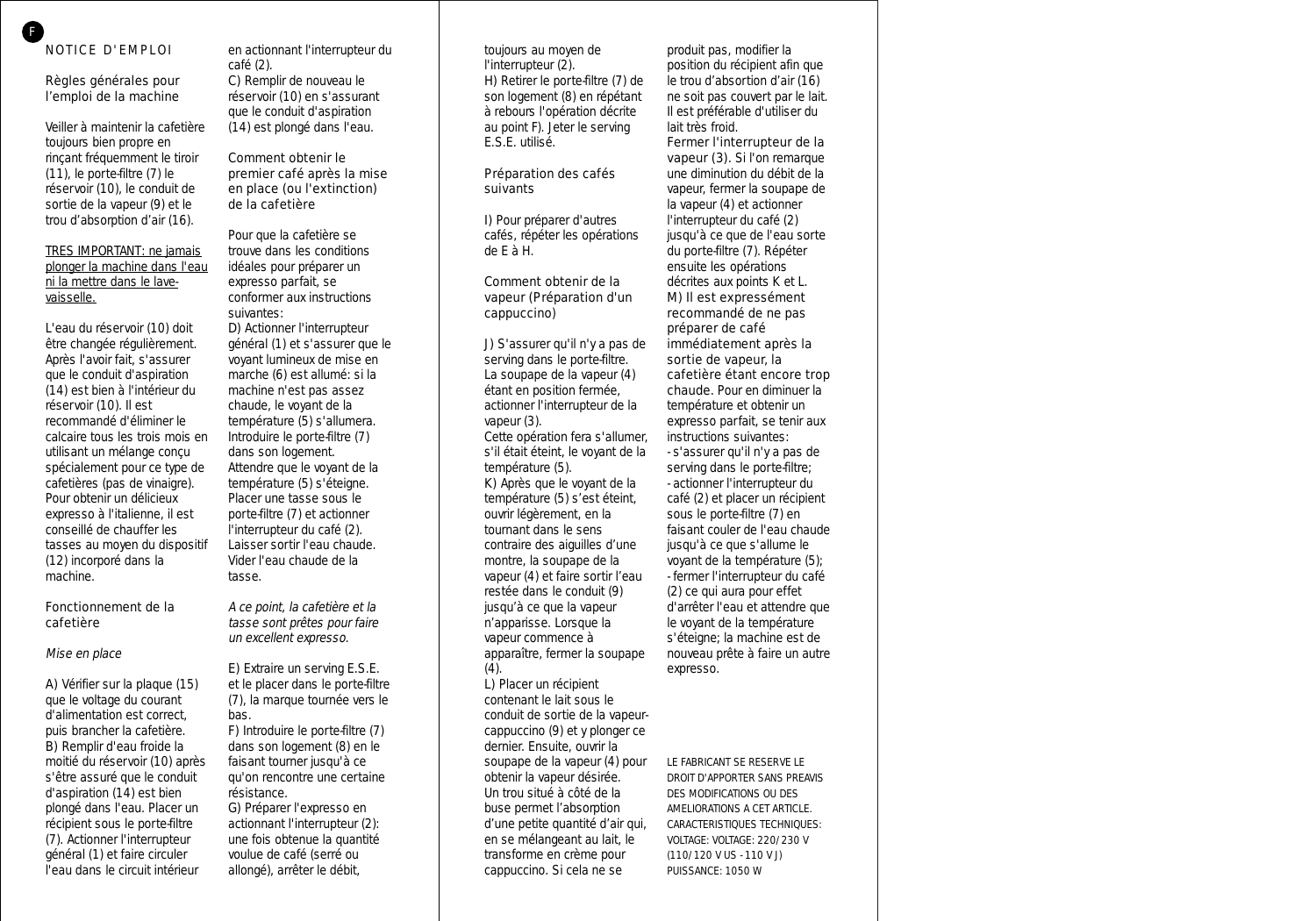F

# NOTICE D'EMPLOI

## Règles générales pour l'emploi de la machine

Veiller à maintenir la cafetière toujours bien propre en rinçant fréquemment le tiroir (11), le porte-filtre (7) le réservoir (10), le conduit de sortie de la vapeur (9) et le trou d'absorption d'air (16).

<u>TRES IMPORTANT: ne jamais plonger la machine dans l'eau ni la mettre dans le lave-vaisselle.</u>

L'eau du réservoir (10) doit être changée régulièrement. Après l'avoir fait, s'assurer que le conduit d'aspiration (14) est bien à l'intérieur du réservoir (10). Il est recommandé d'éliminer le calcaire tous les trois mois en utilisant un mélange conçu spécialement pour ce type de cafetières (pas de vinaigre). Pour obtenir un délicieux expresso à l'italienne, il est conseillé de chauffer les tasses au moyen du dispositif (12) incorporé dans la machine.

## Fonctionnement de la cafetière

### *Mise en place*

A) Vérifier sur la plaque (15) que le voltage du courant d'alimentation est correct, puis brancher la cafetière.
B) Remplir d'eau froide la moitié du réservoir (10) après s'être assuré que le conduit d'aspiration (14) est bien plongé dans l'eau. Placer un récipient sous le porte-filtre (7). Actionner l'interrupteur général (1) et faire circuler l'eau dans le circuit intérieur en actionnant l'interrupteur du café (2).
C) Remplir de nouveau le réservoir (10) en s'assurant que le conduit d'aspiration (14) est plongé dans l'eau.

## Comment obtenir le premier café après la mise en place (ou l'extinction) de la cafetière

Pour que la cafetière se trouve dans les conditions idéales pour préparer un expresso parfait, se conformer aux instructions suivantes:
D) Actionner l'interrupteur général (1) et s'assurer que le voyant lumineux de mise en marche (6) est allumé: si la machine n'est pas assez chaude, le voyant de la température (5) s'allumera. Introduire le porte-filtre (7) dans son logement. Attendre que le voyant de la température (5) s'éteigne. Placer une tasse sous le porte-filtre (7) et actionner l'interrupteur du café (2). Laisser sortir l'eau chaude. Vider l'eau chaude de la tasse.

*A ce point, la cafetière et la tasse sont prêtes pour faire un excellent expresso.*

E) Extraire un serving E.S.E. et le placer dans le porte-filtre (7), la marque tournée vers le bas.
F) Introduire le porte-filtre (7) dans son logement (8) en le faisant tourner jusqu'à ce qu'on rencontre une certaine résistance.
G) Préparer l'expresso en actionnant l'interrupteur (2): une fois obtenue la quantité voulue de café (serré ou allongé), arrêter le débit, toujours au moyen de l'interrupteur (2).
H) Retirer le porte-filtre (7) de son logement (8) en répétant à rebours l'opération décrite au point F). Jeter le serving E.S.E. utilisé.

## Préparation des cafés suivants

I) Pour préparer d'autres cafés, répéter les opérations de E à H.

## Comment obtenir de la vapeur (Préparation d'un cappuccino)

J) S'assurer qu'il n'y a pas de serving dans le porte-filtre. La soupape de la vapeur (4) étant en position fermée, actionner l'interrupteur de la vapeur (3).
Cette opération fera s'allumer, s'il était éteint, le voyant de la température (5).
K) Après que le voyant de la température (5) s'est éteint, ouvrir légèrement, en la tournant dans le sens contraire des aiguilles d'une montre, la soupape de la vapeur (4) et faire sortir l'eau restée dans le conduit (9) jusqu'à ce que la vapeur n'apparaisse. Lorsque la vapeur commence à apparaître, fermer la soupape (4).
L) Placer un récipient contenant le lait sous le conduit de sortie de la vapeur-cappuccino (9) et y plonger ce dernier. Ensuite, ouvrir la soupape de la vapeur (4) pour obtenir la vapeur désirée. Un trou situé à côté de la buse permet l'absorption d'une petite quantité d'air qui, en se mélangeant au lait, le transforme en crème pour cappuccino. Si cela ne se produit pas, modifier la position du récipient afin que le trou d'absorption d'air (16) ne soit pas couvert par le lait. Il est préférable d'utiliser du lait très froid.
Fermer l'interrupteur de la vapeur (3). Si l'on remarque une diminution du débit de la vapeur, fermer la soupape de la vapeur (4) et actionner l'interrupteur du café (2) jusqu'à ce que de l'eau sorte du porte-filtre (7). Répéter ensuite les opérations décrites aux points K et L.
M) Il est expressément recommandé de ne pas préparer de café immédiatement après la sortie de vapeur, la cafetière étant encore trop chaude. Pour en diminuer la température et obtenir un expresso parfait, se tenir aux instructions suivantes:
- s'assurer qu'il n'y a pas de serving dans le porte-filtre;
- actionner l'interrupteur du café (2) et placer un récipient sous le porte-filtre (7) en faisant couler de l'eau chaude jusqu'à ce que s'allume le voyant de la température (5);
- fermer l'interrupteur du café (2) ce qui aura pour effet d'arrêter l'eau et attendre que le voyant de la température s'éteigne; la machine est de nouveau prête à faire un autre expresso.

LE FABRICANT SE RESERVE LE DROIT D'APPORTER SANS PREAVIS DES MODIFICATIONS OU DES AMELIORATIONS A CET ARTICLE.
CARACTERISTIQUES TECHNIQUES:
VOLTAGE: VOLTAGE: 220/230 V (110/120 V US - 110 V J)
PUISSANCE: 1050 W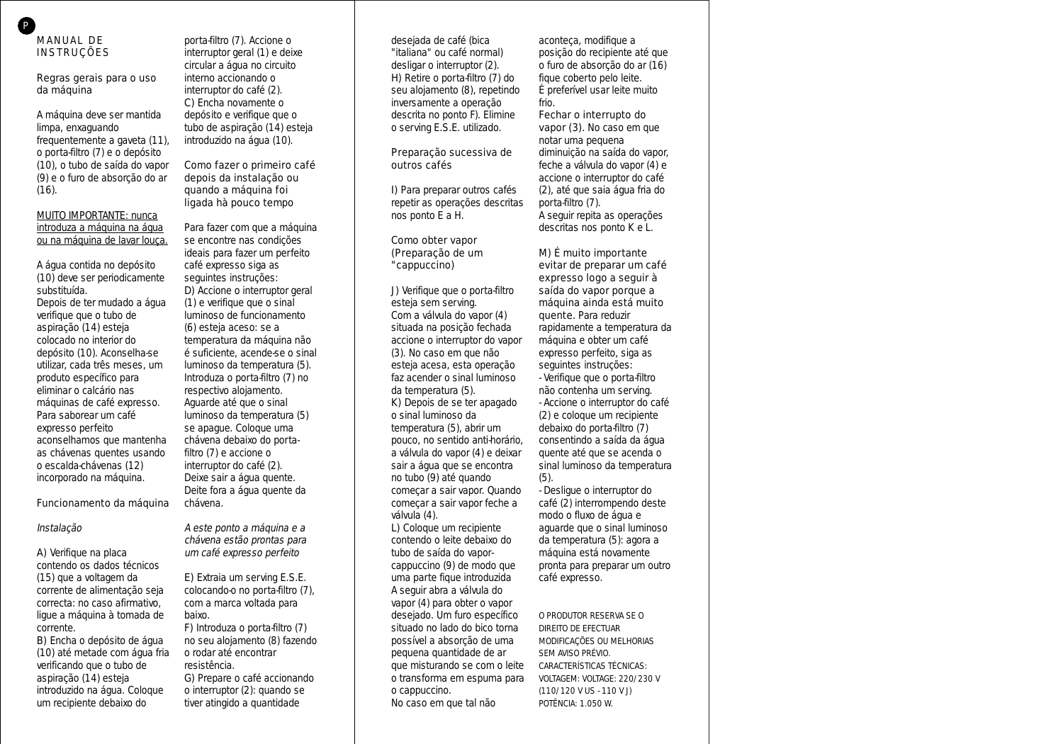# MANUAL DE INSTRUÇÕES

## Regras gerais para o uso da máquina

A máquina deve ser mantida limpa, enxaguando frequentemente a gaveta (11), o porta-filtro (7) e o depósito (10), o tubo de saída do vapor (9) e o furo de absorção do ar (16).

MUITO IMPORTANTE: nunca introduza a máquina na água ou na máquina de lavar louça.

A água contida no depósito (10) deve ser periodicamente substituída.
Depois de ter mudado a água verifique que o tubo de aspiração (14) esteja colocado no interior do depósito (10). Aconselha-se utilizar, cada três meses, um produto específico para eliminar o calcário nas máquinas de café expresso. Para saborear um café expresso perfeito aconselhamos que mantenha as chávenas quentes usando o escalda-chávenas (12) incorporado na máquina.

## Funcionamento da máquina

*Instalação*

A) Verifique na placa contendo os dados técnicos (15) que a voltagem da corrente de alimentação seja correcta: no caso afirmativo, ligue a máquina à tomada de corrente.
B) Encha o depósito de água (10) até metade com água fria verificando que o tubo de aspiração (14) esteja introduzido na água. Coloque um recipiente debaixo do porta-filtro (7). Accione o interruptor geral (1) e deixe circular a água no circuito interno accionando o interruptor do café (2).
C) Encha novamente o depósito e verifique que o tubo de aspiração (14) esteja introduzido na água (10).

## Como fazer o primeiro café depois da instalação ou quando a máquina foi ligada hà pouco tempo

Para fazer com que a máquina se encontre nas condições ideais para fazer um perfeito café expresso siga as seguintes instruções:
D) Accione o interruptor geral (1) e verifique que o sinal luminoso de funcionamento (6) esteja aceso: se a temperatura da máquina não é suficiente, acende-se o sinal luminoso da temperatura (5).
Introduza o porta-filtro (7) no respectivo alojamento. Aguarde até que o sinal luminoso da temperatura (5) se apague. Coloque uma chávena debaixo do porta-filtro (7) e accione o interruptor do café (2). Deixe sair a água quente. Deite fora a água quente da chávena.

*A este ponto a máquina e a chávena estão prontas para um café expresso perfeito*

E) Extraia um serving E.S.E. colocando-o no porta-filtro (7), com a marca voltada para baixo.
F) Introduza o porta-filtro (7) no seu alojamento (8) fazendo o rodar até encontrar resistência.
G) Prepare o café accionando o interruptor (2): quando se tiver atingido a quantidade desejada de café (bica "italiana" ou café normal) desligar o interruptor (2).
H) Retire o porta-filtro (7) do seu alojamento (8), repetindo inversamente a operação descrita no ponto F). Elimine o serving E.S.E. utilizado.

## Preparação sucessiva de outros cafés

I) Para preparar outros cafés repetir as operações descritas nos ponto E a H.

## Como obter vapor (Preparação de um "cappuccino")

J) Verifique que o porta-filtro esteja sem serving.
Com a válvula do vapor (4) situada na posição fechada accione o interruptor do vapor (3). No caso em que não esteja acesa, esta operação faz acender o sinal luminoso da temperatura (5).
K) Depois de se ter apagado o sinal luminoso da temperatura (5), abrir um pouco, no sentido anti-horário, a válvula do vapor (4) e deixar sair a água que se encontra no tubo (9) até quando começar a sair vapor. Quando começar a sair vapor feche a válvula (4).
L) Coloque um recipiente contendo o leite debaixo do tubo de saída do vapor-cappuccino (9) de modo que uma parte fique introduzida A seguir abra a válvula do vapor (4) para obter o vapor desejado. Um furo específico situado no lado do bico torna possível a absorção de uma pequena quantidade de ar que misturando se com o leite o transforma em espuma para o cappuccino.
No caso em que tal não aconteça, modifique a posição do recipiente até que o furo de absorção do ar (16) fique coberto pelo leite.
É preferível usar leite muito frio.
Fechar o interrupto do vapor (3). No caso em que notar uma pequena diminuição na saída do vapor, feche a válvula do vapor (4) e accione o interruptor do café (2), até que saia água fria do porta-filtro (7).
A seguir repita as operações descritas nos ponto K e L.

M) É muito importante evitar de preparar um café expresso logo a seguir à saída do vapor porque a máquina ainda está muito quente. Para reduzir rapidamente a temperatura da máquina e obter um café expresso perfeito, siga as seguintes instruções:
- Verifique que o porta-filtro não contenha um serving.
- Accione o interruptor do café (2) e coloque um recipiente debaixo do porta-filtro (7) consentindo a saída da água quente até que se acenda o sinal luminoso da temperatura (5).
- Desligue o interruptor do café (2) interrompendo deste modo o fluxo de água e aguarde que o sinal luminoso da temperatura (5): agora a máquina está novamente pronta para preparar um outro café expresso.

O PRODUTOR RESERVA SE O DIREITO DE EFECTUAR MODIFICAÇÕES OU MELHORIAS SEM AVISO PRÉVIO.
CARACTERÍSTICAS TÉCNICAS:
VOLTAGEM: VOLTAGE: 220/230 V (110/120 V US - 110 V J)
POTÊNCIA: 1.050 W.